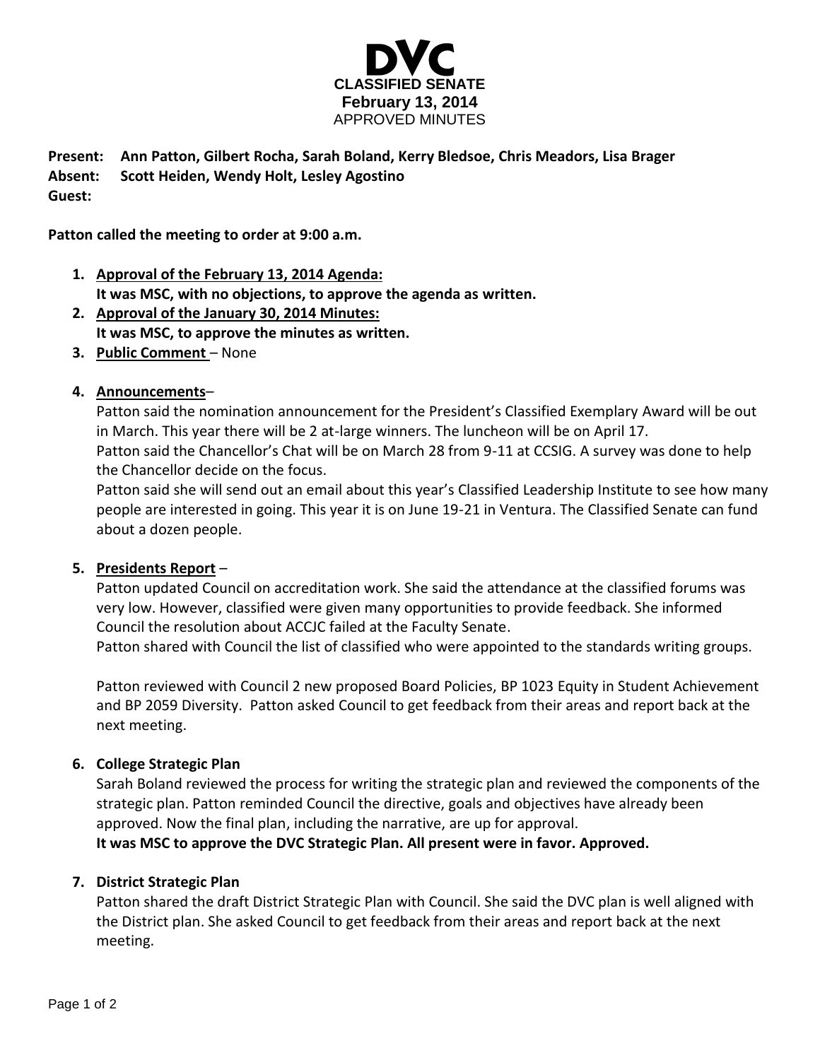# DVC

**CLASSIFIED SENATE**
**February 13, 2014**
APPROVED MINUTES

**Present:** **Ann Patton, Gilbert Rocha, Sarah Boland, Kerry Bledsoe, Chris Meadors, Lisa Brager**
**Absent:** **Scott Heiden, Wendy Holt, Lesley Agostino**
**Guest:**

**Patton called the meeting to order at 9:00 a.m.**

1. **Approval of the February 13, 2014 Agenda:**
   **It was MSC, with no objections, to approve the agenda as written.**
2. **Approval of the January 30, 2014 Minutes:**
   **It was MSC, to approve the minutes as written.**
3. **Public Comment** – None
4. **Announcements**–
   Patton said the nomination announcement for the President's Classified Exemplary Award will be out in March. This year there will be 2 at-large winners. The luncheon will be on April 17.
   Patton said the Chancellor's Chat will be on March 28 from 9-11 at CCSIG. A survey was done to help the Chancellor decide on the focus.
   Patton said she will send out an email about this year's Classified Leadership Institute to see how many people are interested in going. This year it is on June 19-21 in Ventura. The Classified Senate can fund about a dozen people.
5. **Presidents Report** –
   Patton updated Council on accreditation work. She said the attendance at the classified forums was very low. However, classified were given many opportunities to provide feedback. She informed Council the resolution about ACCJC failed at the Faculty Senate.
   Patton shared with Council the list of classified who were appointed to the standards writing groups.

   Patton reviewed with Council 2 new proposed Board Policies, BP 1023 Equity in Student Achievement and BP 2059 Diversity. Patton asked Council to get feedback from their areas and report back at the next meeting.
6. **College Strategic Plan**
   Sarah Boland reviewed the process for writing the strategic plan and reviewed the components of the strategic plan. Patton reminded Council the directive, goals and objectives have already been approved. Now the final plan, including the narrative, are up for approval.
   **It was MSC to approve the DVC Strategic Plan. All present were in favor. Approved.**
7. **District Strategic Plan**
   Patton shared the draft District Strategic Plan with Council. She said the DVC plan is well aligned with the District plan. She asked Council to get feedback from their areas and report back at the next meeting.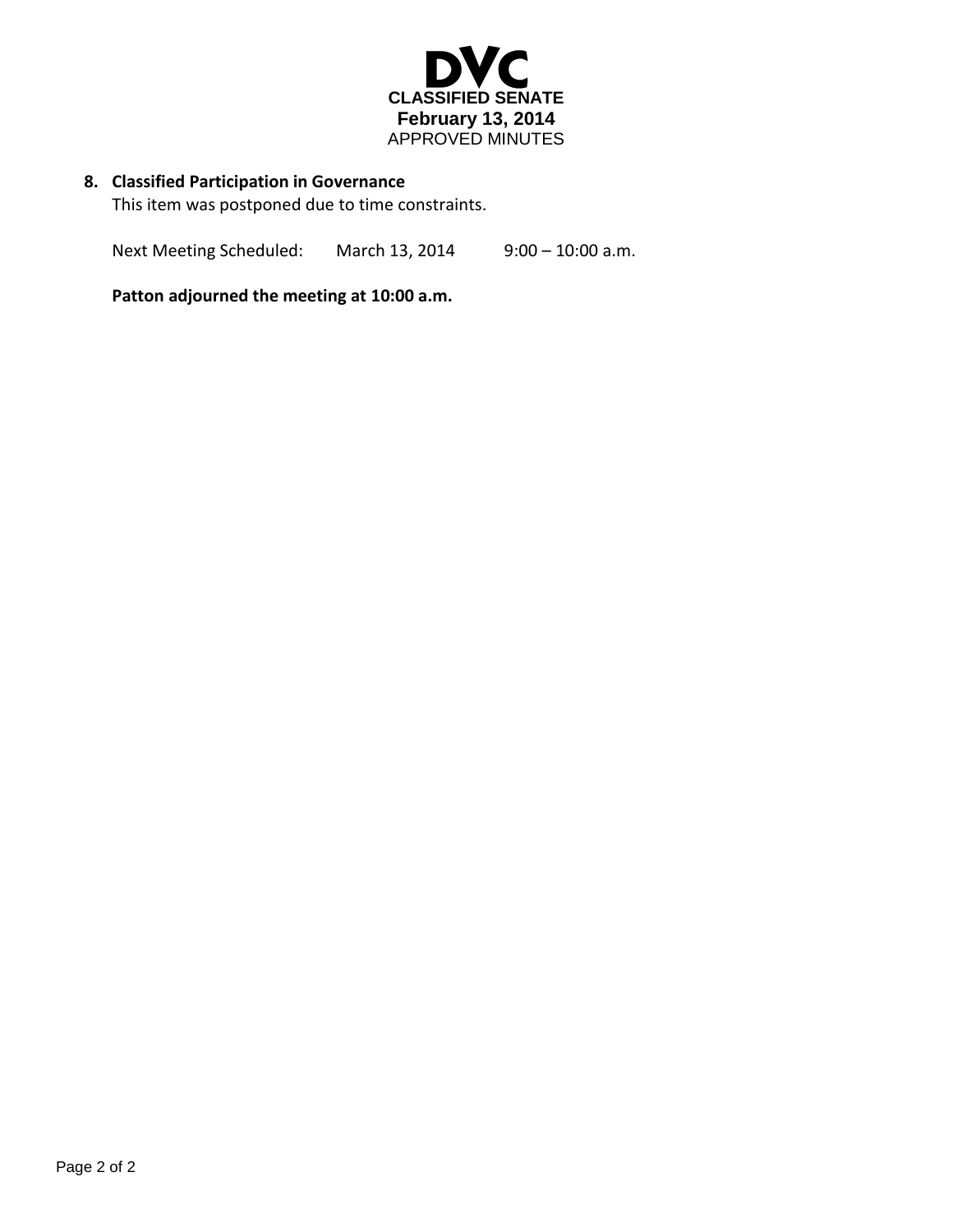**8. Classified Participation in Governance**

This item was postponed due to time constraints.

Next Meeting Scheduled: March 13, 2014 9:00 – 10:00 a.m.

**Patton adjourned the meeting at 10:00 a.m.**